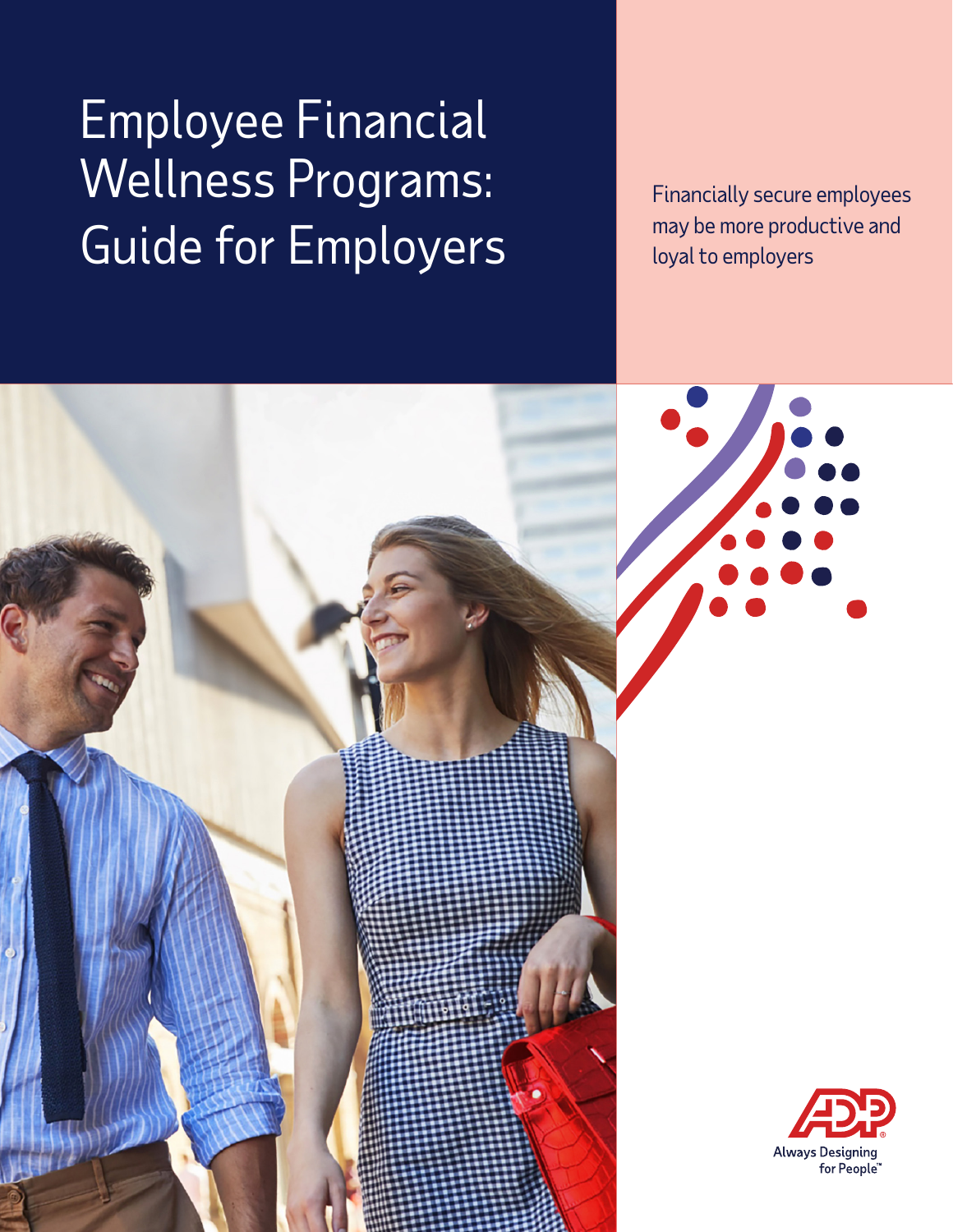# Employee Financial Wellness Programs: Guide for Employers

Financially secure employees may be more productive and loyal to employers

ADP
Always Designing for People™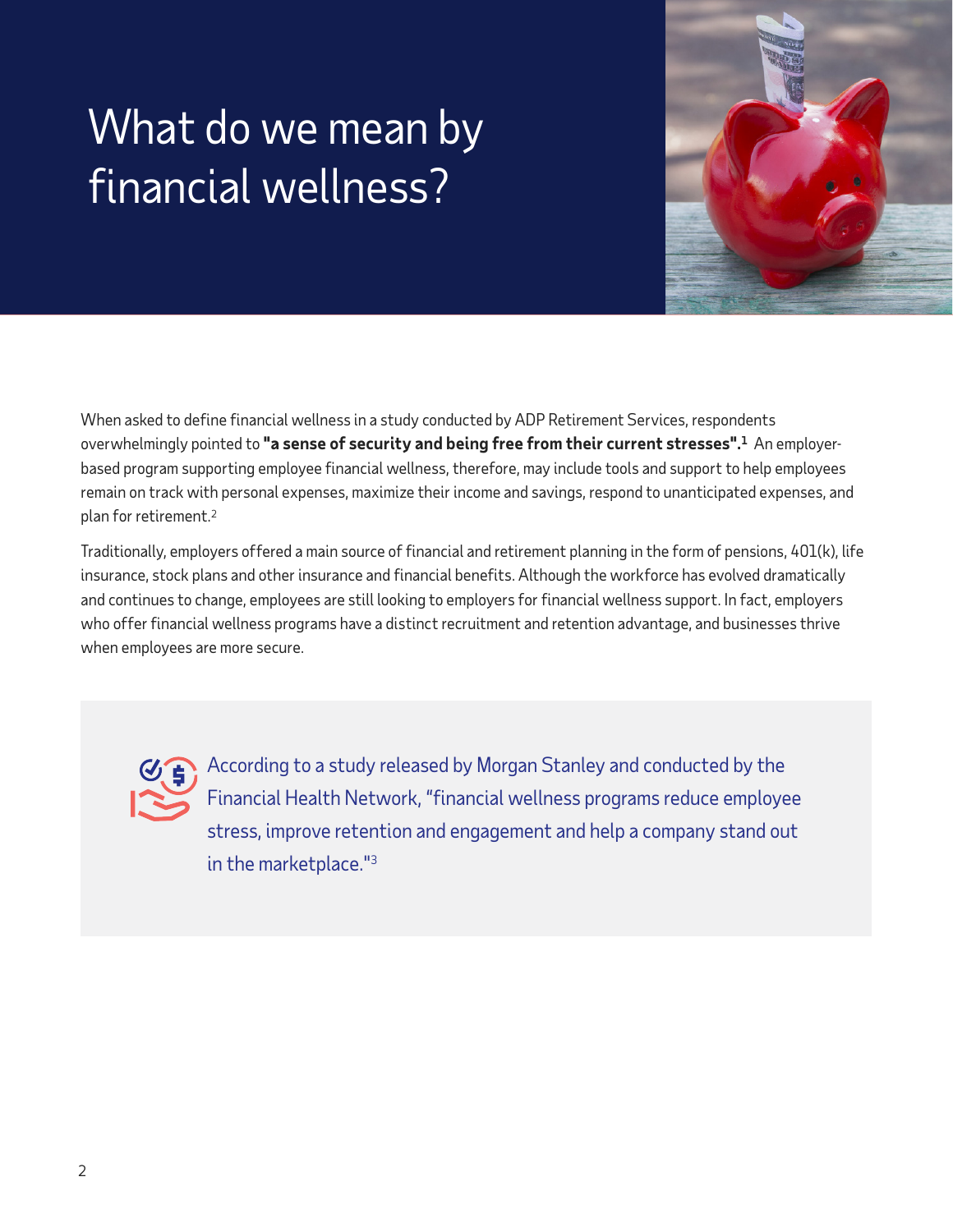# What do we mean by financial wellness?

When asked to define financial wellness in a study conducted by ADP Retirement Services, respondents overwhelmingly pointed to **"a sense of security and being free from their current stresses".**[1] An employer-based program supporting employee financial wellness, therefore, may include tools and support to help employees remain on track with personal expenses, maximize their income and savings, respond to unanticipated expenses, and plan for retirement.[2]

Traditionally, employers offered a main source of financial and retirement planning in the form of pensions, 401(k), life insurance, stock plans and other insurance and financial benefits. Although the workforce has evolved dramatically and continues to change, employees are still looking to employers for financial wellness support. In fact, employers who offer financial wellness programs have a distinct recruitment and retention advantage, and businesses thrive when employees are more secure.

According to a study released by Morgan Stanley and conducted by the Financial Health Network, "financial wellness programs reduce employee stress, improve retention and engagement and help a company stand out in the marketplace."[3]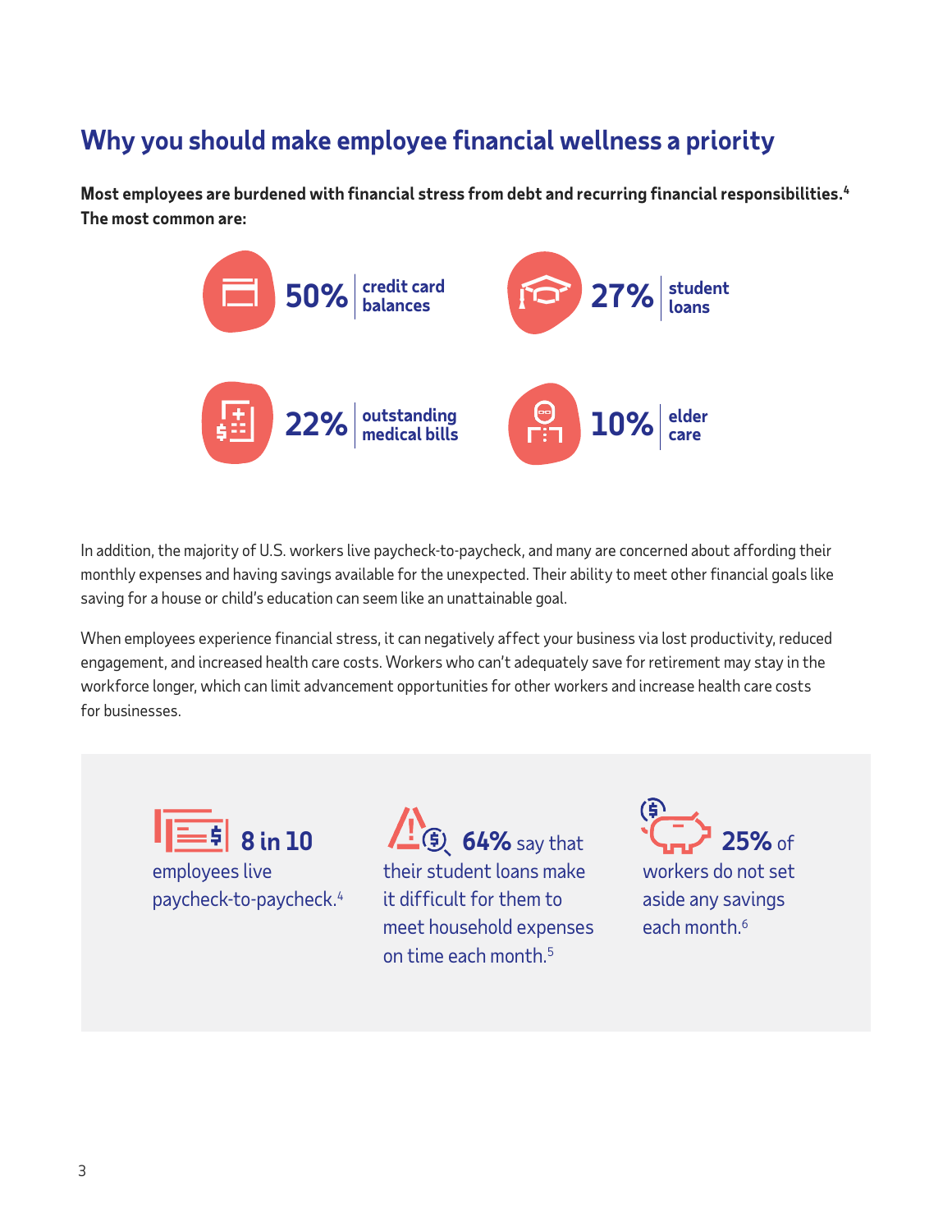## Why you should make employee financial wellness a priority

**Most employees are burdened with financial stress from debt and recurring financial responsibilities.[4] The most common are:**

- **50%** credit card balances
- **27%** student loans
- **22%** outstanding medical bills
- **10%** elder care

In addition, the majority of U.S. workers live paycheck-to-paycheck, and many are concerned about affording their monthly expenses and having savings available for the unexpected. Their ability to meet other financial goals like saving for a house or child's education can seem like an unattainable goal.

When employees experience financial stress, it can negatively affect your business via lost productivity, reduced engagement, and increased health care costs. Workers who can't adequately save for retirement may stay in the workforce longer, which can limit advancement opportunities for other workers and increase health care costs for businesses.

**8 in 10** employees live paycheck-to-paycheck.[4]

**64%** say that their student loans make it difficult for them to meet household expenses on time each month.[5]

**25%** of workers do not set aside any savings each month.[6]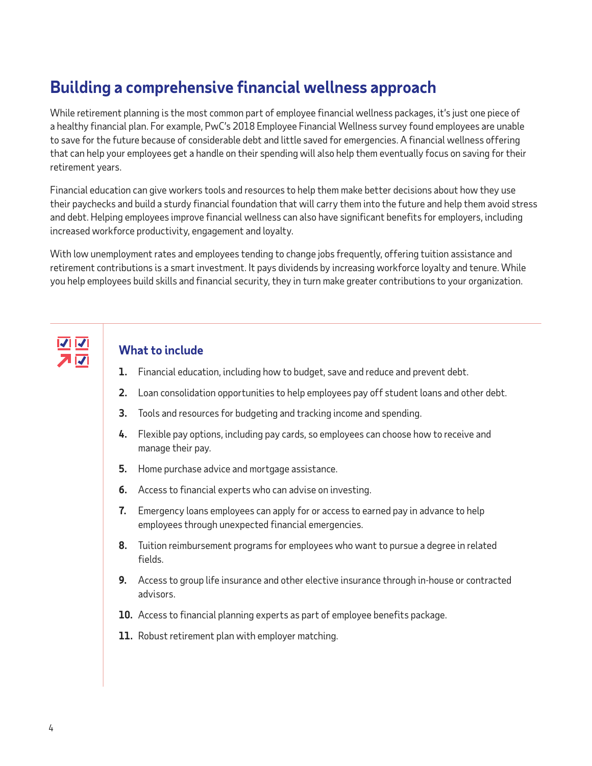## Building a comprehensive financial wellness approach

While retirement planning is the most common part of employee financial wellness packages, it's just one piece of a healthy financial plan. For example, PwC's 2018 Employee Financial Wellness survey found employees are unable to save for the future because of considerable debt and little saved for emergencies. A financial wellness offering that can help your employees get a handle on their spending will also help them eventually focus on saving for their retirement years.

Financial education can give workers tools and resources to help them make better decisions about how they use their paychecks and build a sturdy financial foundation that will carry them into the future and help them avoid stress and debt. Helping employees improve financial wellness can also have significant benefits for employers, including increased workforce productivity, engagement and loyalty.

With low unemployment rates and employees tending to change jobs frequently, offering tuition assistance and retirement contributions is a smart investment. It pays dividends by increasing workforce loyalty and tenure. While you help employees build skills and financial security, they in turn make greater contributions to your organization.

### What to include

1. Financial education, including how to budget, save and reduce and prevent debt.
2. Loan consolidation opportunities to help employees pay off student loans and other debt.
3. Tools and resources for budgeting and tracking income and spending.
4. Flexible pay options, including pay cards, so employees can choose how to receive and manage their pay.
5. Home purchase advice and mortgage assistance.
6. Access to financial experts who can advise on investing.
7. Emergency loans employees can apply for or access to earned pay in advance to help employees through unexpected financial emergencies.
8. Tuition reimbursement programs for employees who want to pursue a degree in related fields.
9. Access to group life insurance and other elective insurance through in-house or contracted advisors.
10. Access to financial planning experts as part of employee benefits package.
11. Robust retirement plan with employer matching.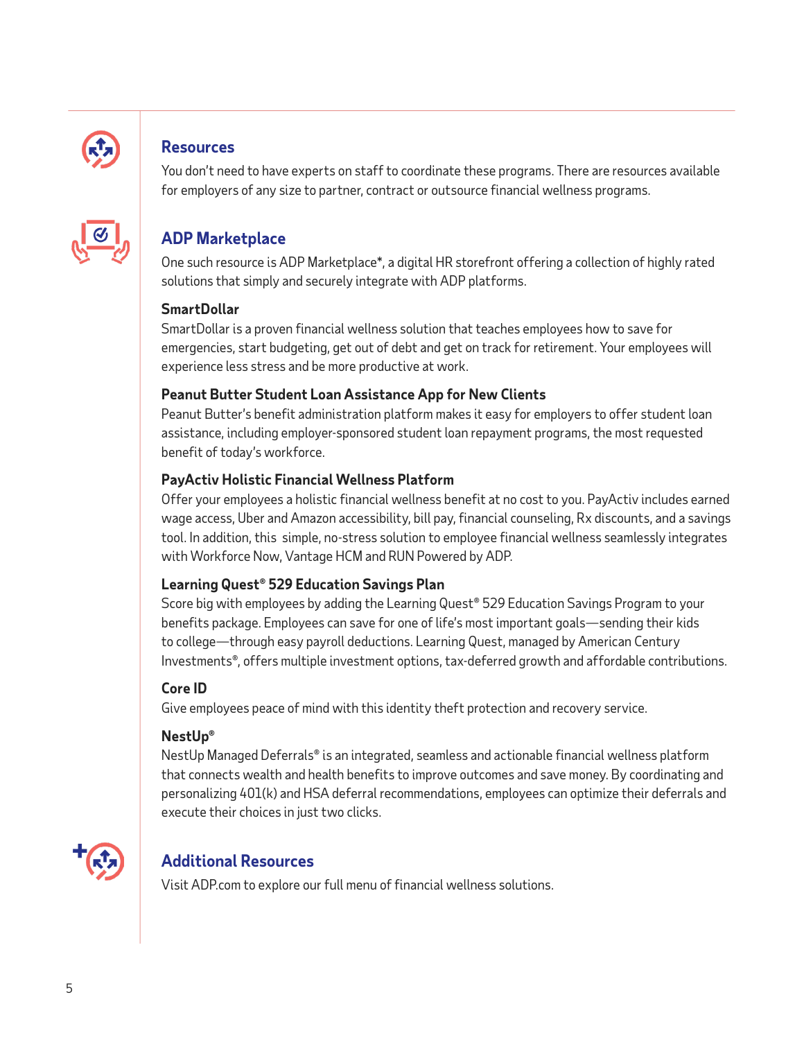## Resources

You don't need to have experts on staff to coordinate these programs. There are resources available for employers of any size to partner, contract or outsource financial wellness programs.

## ADP Marketplace

One such resource is ADP Marketplace*, a digital HR storefront offering a collection of highly rated solutions that simply and securely integrate with ADP platforms.

### SmartDollar

SmartDollar is a proven financial wellness solution that teaches employees how to save for emergencies, start budgeting, get out of debt and get on track for retirement. Your employees will experience less stress and be more productive at work.

### Peanut Butter Student Loan Assistance App for New Clients

Peanut Butter's benefit administration platform makes it easy for employers to offer student loan assistance, including employer-sponsored student loan repayment programs, the most requested benefit of today's workforce.

### PayActiv Holistic Financial Wellness Platform

Offer your employees a holistic financial wellness benefit at no cost to you. PayActiv includes earned wage access, Uber and Amazon accessibility, bill pay, financial counseling, Rx discounts, and a savings tool. In addition, this simple, no-stress solution to employee financial wellness seamlessly integrates with Workforce Now, Vantage HCM and RUN Powered by ADP.

### Learning Quest® 529 Education Savings Plan

Score big with employees by adding the Learning Quest® 529 Education Savings Program to your benefits package. Employees can save for one of life's most important goals—sending their kids to college—through easy payroll deductions. Learning Quest, managed by American Century Investments®, offers multiple investment options, tax-deferred growth and affordable contributions.

### Core ID

Give employees peace of mind with this identity theft protection and recovery service.

### NestUp®

NestUp Managed Deferrals® is an integrated, seamless and actionable financial wellness platform that connects wealth and health benefits to improve outcomes and save money. By coordinating and personalizing 401(k) and HSA deferral recommendations, employees can optimize their deferrals and execute their choices in just two clicks.

## Additional Resources

Visit ADP.com to explore our full menu of financial wellness solutions.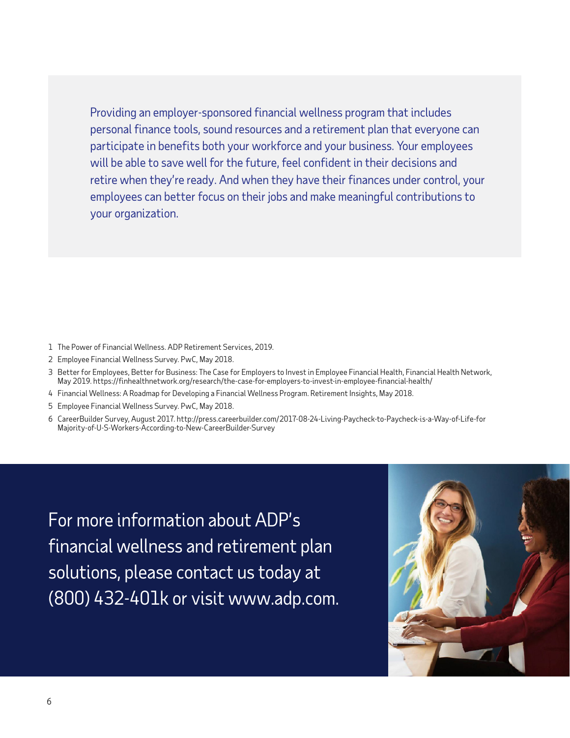Providing an employer-sponsored financial wellness program that includes personal finance tools, sound resources and a retirement plan that everyone can participate in benefits both your workforce and your business. Your employees will be able to save well for the future, feel confident in their decisions and retire when they're ready. And when they have their finances under control, your employees can better focus on their jobs and make meaningful contributions to your organization.

1 The Power of Financial Wellness. ADP Retirement Services, 2019.

2 Employee Financial Wellness Survey. PwC, May 2018.

3 Better for Employees, Better for Business: The Case for Employers to Invest in Employee Financial Health, Financial Health Network, May 2019. https://finhealthnetwork.org/research/the-case-for-employers-to-invest-in-employee-financial-health/

4 Financial Wellness: A Roadmap for Developing a Financial Wellness Program. Retirement Insights, May 2018.

5 Employee Financial Wellness Survey. PwC, May 2018.

6 CareerBuilder Survey, August 2017. http://press.careerbuilder.com/2017-08-24-Living-Paycheck-to-Paycheck-is-a-Way-of-Life-for Majority-of-U-S-Workers-According-to-New-CareerBuilder-Survey

For more information about ADP's financial wellness and retirement plan solutions, please contact us today at (800) 432-401k or visit www.adp.com.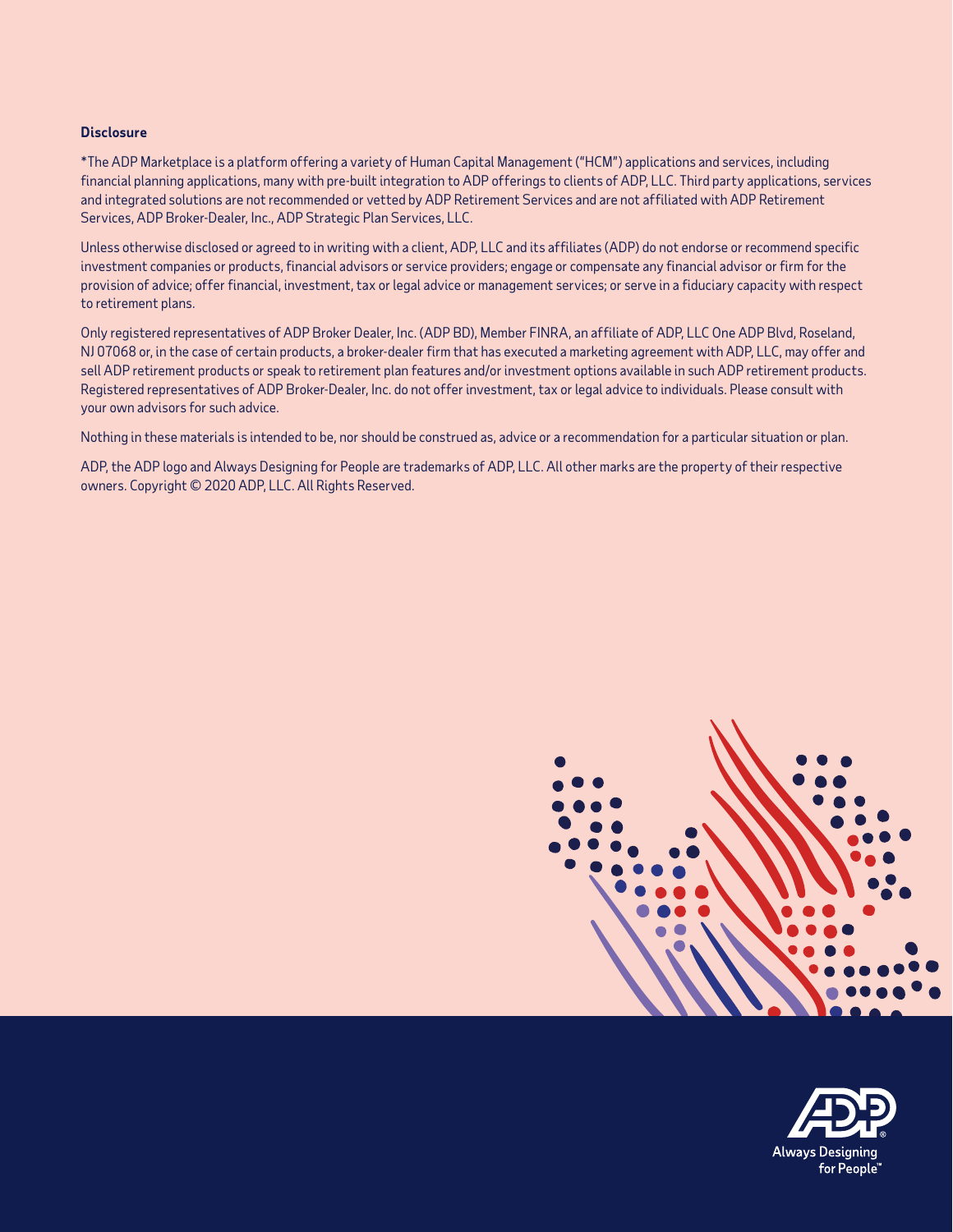**Disclosure**

*The ADP Marketplace is a platform offering a variety of Human Capital Management ("HCM") applications and services, including financial planning applications, many with pre-built integration to ADP offerings to clients of ADP, LLC. Third party applications, services and integrated solutions are not recommended or vetted by ADP Retirement Services and are not affiliated with ADP Retirement Services, ADP Broker-Dealer, Inc., ADP Strategic Plan Services, LLC.

Unless otherwise disclosed or agreed to in writing with a client, ADP, LLC and its affiliates (ADP) do not endorse or recommend specific investment companies or products, financial advisors or service providers; engage or compensate any financial advisor or firm for the provision of advice; offer financial, investment, tax or legal advice or management services; or serve in a fiduciary capacity with respect to retirement plans.

Only registered representatives of ADP Broker Dealer, Inc. (ADP BD), Member FINRA, an affiliate of ADP, LLC One ADP Blvd, Roseland, NJ 07068 or, in the case of certain products, a broker-dealer firm that has executed a marketing agreement with ADP, LLC, may offer and sell ADP retirement products or speak to retirement plan features and/or investment options available in such ADP retirement products. Registered representatives of ADP Broker-Dealer, Inc. do not offer investment, tax or legal advice to individuals. Please consult with your own advisors for such advice.

Nothing in these materials is intended to be, nor should be construed as, advice or a recommendation for a particular situation or plan.

ADP, the ADP logo and Always Designing for People are trademarks of ADP, LLC. All other marks are the property of their respective owners. Copyright © 2020 ADP, LLC. All Rights Reserved.

Always Designing for People™